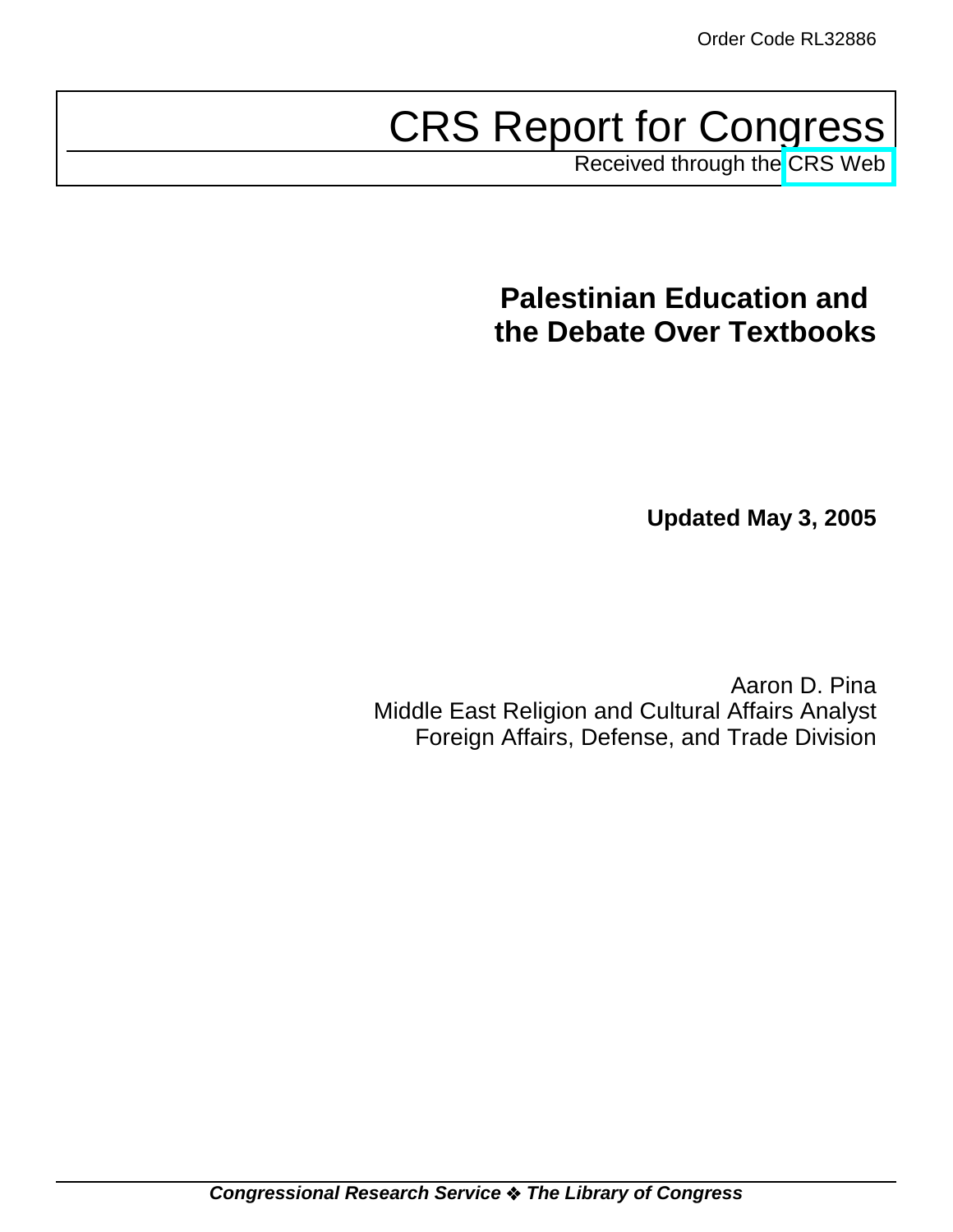Order Code RL32886

# CRS Report for Congress

Received through the CRS Web

## Palestinian Education and the Debate Over Textbooks

**Updated May 3, 2005**

Aaron D. Pina
Middle East Religion and Cultural Affairs Analyst
Foreign Affairs, Defense, and Trade Division

***Congressional Research Service ❖ The Library of Congress***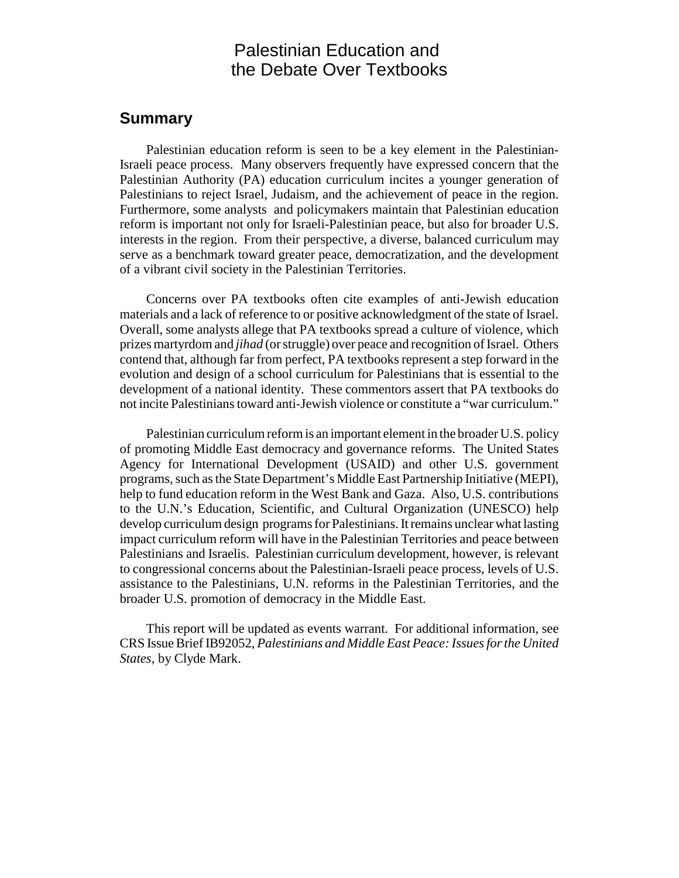# Palestinian Education and the Debate Over Textbooks

## Summary

Palestinian education reform is seen to be a key element in the Palestinian-Israeli peace process. Many observers frequently have expressed concern that the Palestinian Authority (PA) education curriculum incites a younger generation of Palestinians to reject Israel, Judaism, and the achievement of peace in the region. Furthermore, some analysts and policymakers maintain that Palestinian education reform is important not only for Israeli-Palestinian peace, but also for broader U.S. interests in the region. From their perspective, a diverse, balanced curriculum may serve as a benchmark toward greater peace, democratization, and the development of a vibrant civil society in the Palestinian Territories.

Concerns over PA textbooks often cite examples of anti-Jewish education materials and a lack of reference to or positive acknowledgment of the state of Israel. Overall, some analysts allege that PA textbooks spread a culture of violence, which prizes martyrdom and *jihad* (or struggle) over peace and recognition of Israel. Others contend that, although far from perfect, PA textbooks represent a step forward in the evolution and design of a school curriculum for Palestinians that is essential to the development of a national identity. These commentors assert that PA textbooks do not incite Palestinians toward anti-Jewish violence or constitute a "war curriculum."

Palestinian curriculum reform is an important element in the broader U.S. policy of promoting Middle East democracy and governance reforms. The United States Agency for International Development (USAID) and other U.S. government programs, such as the State Department's Middle East Partnership Initiative (MEPI), help to fund education reform in the West Bank and Gaza. Also, U.S. contributions to the U.N.'s Education, Scientific, and Cultural Organization (UNESCO) help develop curriculum design programs for Palestinians. It remains unclear what lasting impact curriculum reform will have in the Palestinian Territories and peace between Palestinians and Israelis. Palestinian curriculum development, however, is relevant to congressional concerns about the Palestinian-Israeli peace process, levels of U.S. assistance to the Palestinians, U.N. reforms in the Palestinian Territories, and the broader U.S. promotion of democracy in the Middle East.

This report will be updated as events warrant. For additional information, see CRS Issue Brief IB92052, *Palestinians and Middle East Peace: Issues for the United States*, by Clyde Mark.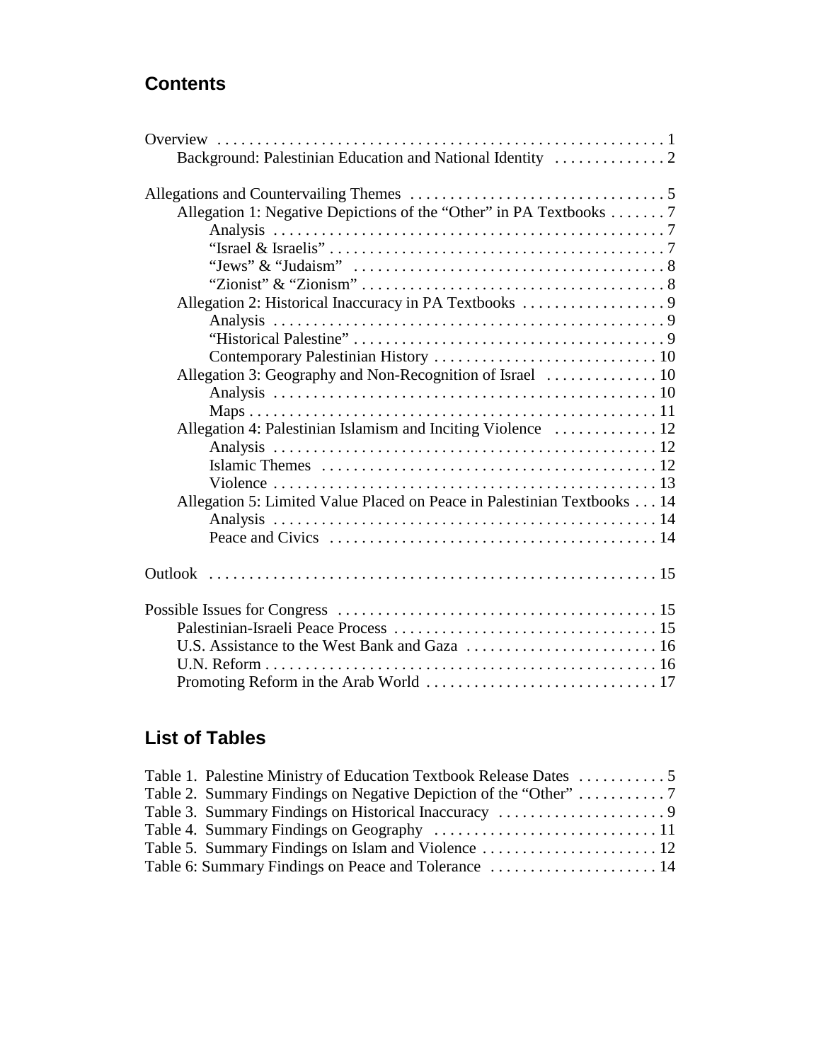## Contents

Overview . . . . . . . . . . . . . . . . . . . . . . . . . . . . . . . . . . . . . . . . . . . . . . . . . . . . . . 1
- Background: Palestinian Education and National Identity . . . . . . . . . . . . . 2

Allegations and Countervailing Themes . . . . . . . . . . . . . . . . . . . . . . . . . . . . . . . . 5
- Allegation 1: Negative Depictions of the "Other" in PA Textbooks . . . . . . . 7
  - Analysis . . . . . . . . . . . . . . . . . . . . . . . . . . . . . . . . . . . . . . . . . . . . . . . . 7
  - "Israel & Israelis" . . . . . . . . . . . . . . . . . . . . . . . . . . . . . . . . . . . . . . . . . . 7
  - "Jews" & "Judaism" . . . . . . . . . . . . . . . . . . . . . . . . . . . . . . . . . . . . . . . 8
  - "Zionist" & "Zionism" . . . . . . . . . . . . . . . . . . . . . . . . . . . . . . . . . . . . . . 8
- Allegation 2: Historical Inaccuracy in PA Textbooks . . . . . . . . . . . . . . . . . . 9
  - Analysis . . . . . . . . . . . . . . . . . . . . . . . . . . . . . . . . . . . . . . . . . . . . . . . . 9
  - "Historical Palestine" . . . . . . . . . . . . . . . . . . . . . . . . . . . . . . . . . . . . . . . 9
  - Contemporary Palestinian History . . . . . . . . . . . . . . . . . . . . . . . . . . . . 10
- Allegation 3: Geography and Non-Recognition of Israel . . . . . . . . . . . . . . 10
  - Analysis . . . . . . . . . . . . . . . . . . . . . . . . . . . . . . . . . . . . . . . . . . . . . . . 10
  - Maps . . . . . . . . . . . . . . . . . . . . . . . . . . . . . . . . . . . . . . . . . . . . . . . . . . 11
- Allegation 4: Palestinian Islamism and Inciting Violence . . . . . . . . . . . . . 12
  - Analysis . . . . . . . . . . . . . . . . . . . . . . . . . . . . . . . . . . . . . . . . . . . . . . . 12
  - Islamic Themes . . . . . . . . . . . . . . . . . . . . . . . . . . . . . . . . . . . . . . . . . 12
  - Violence . . . . . . . . . . . . . . . . . . . . . . . . . . . . . . . . . . . . . . . . . . . . . . . 13
- Allegation 5: Limited Value Placed on Peace in Palestinian Textbooks . . . 14
  - Analysis . . . . . . . . . . . . . . . . . . . . . . . . . . . . . . . . . . . . . . . . . . . . . . . 14
  - Peace and Civics . . . . . . . . . . . . . . . . . . . . . . . . . . . . . . . . . . . . . . . . 14

Outlook . . . . . . . . . . . . . . . . . . . . . . . . . . . . . . . . . . . . . . . . . . . . . . . . . . . . . . . 15

Possible Issues for Congress . . . . . . . . . . . . . . . . . . . . . . . . . . . . . . . . . . . . . . . 15
- Palestinian-Israeli Peace Process . . . . . . . . . . . . . . . . . . . . . . . . . . . . . . . . 15
- U.S. Assistance to the West Bank and Gaza . . . . . . . . . . . . . . . . . . . . . . . 16
- U.N. Reform . . . . . . . . . . . . . . . . . . . . . . . . . . . . . . . . . . . . . . . . . . . . . . . . 16
- Promoting Reform in the Arab World . . . . . . . . . . . . . . . . . . . . . . . . . . . . 17

## List of Tables

Table 1. Palestine Ministry of Education Textbook Release Dates . . . . . . . . . . . 5
Table 2. Summary Findings on Negative Depiction of the "Other" . . . . . . . . . . . 7
Table 3. Summary Findings on Historical Inaccuracy . . . . . . . . . . . . . . . . . . . . . 9
Table 4. Summary Findings on Geography . . . . . . . . . . . . . . . . . . . . . . . . . . . . 11
Table 5. Summary Findings on Islam and Violence . . . . . . . . . . . . . . . . . . . . . . 12
Table 6: Summary Findings on Peace and Tolerance . . . . . . . . . . . . . . . . . . . . . 14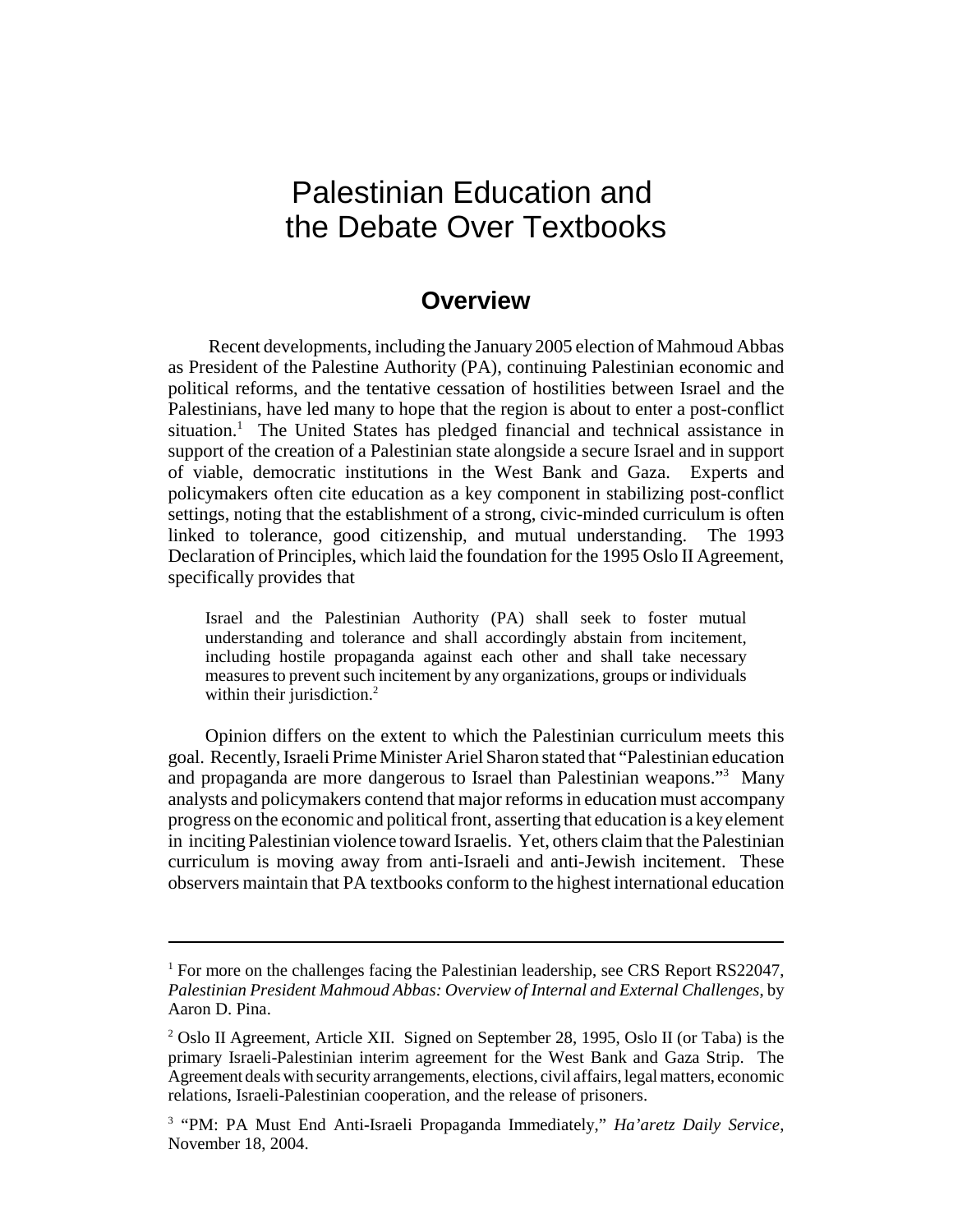# Palestinian Education and the Debate Over Textbooks

## Overview

Recent developments, including the January 2005 election of Mahmoud Abbas as President of the Palestine Authority (PA), continuing Palestinian economic and political reforms, and the tentative cessation of hostilities between Israel and the Palestinians, have led many to hope that the region is about to enter a post-conflict situation.[1] The United States has pledged financial and technical assistance in support of the creation of a Palestinian state alongside a secure Israel and in support of viable, democratic institutions in the West Bank and Gaza. Experts and policymakers often cite education as a key component in stabilizing post-conflict settings, noting that the establishment of a strong, civic-minded curriculum is often linked to tolerance, good citizenship, and mutual understanding. The 1993 Declaration of Principles, which laid the foundation for the 1995 Oslo II Agreement, specifically provides that

> Israel and the Palestinian Authority (PA) shall seek to foster mutual understanding and tolerance and shall accordingly abstain from incitement, including hostile propaganda against each other and shall take necessary measures to prevent such incitement by any organizations, groups or individuals within their jurisdiction.[2]

Opinion differs on the extent to which the Palestinian curriculum meets this goal. Recently, Israeli Prime Minister Ariel Sharon stated that "Palestinian education and propaganda are more dangerous to Israel than Palestinian weapons."[3] Many analysts and policymakers contend that major reforms in education must accompany progress on the economic and political front, asserting that education is a key element in inciting Palestinian violence toward Israelis. Yet, others claim that the Palestinian curriculum is moving away from anti-Israeli and anti-Jewish incitement. These observers maintain that PA textbooks conform to the highest international education

---

[1] For more on the challenges facing the Palestinian leadership, see CRS Report RS22047, *Palestinian President Mahmoud Abbas: Overview of Internal and External Challenges*, by Aaron D. Pina.

[2] Oslo II Agreement, Article XII. Signed on September 28, 1995, Oslo II (or Taba) is the primary Israeli-Palestinian interim agreement for the West Bank and Gaza Strip. The Agreement deals with security arrangements, elections, civil affairs, legal matters, economic relations, Israeli-Palestinian cooperation, and the release of prisoners.

[3] "PM: PA Must End Anti-Israeli Propaganda Immediately," *Ha'aretz Daily Service*, November 18, 2004.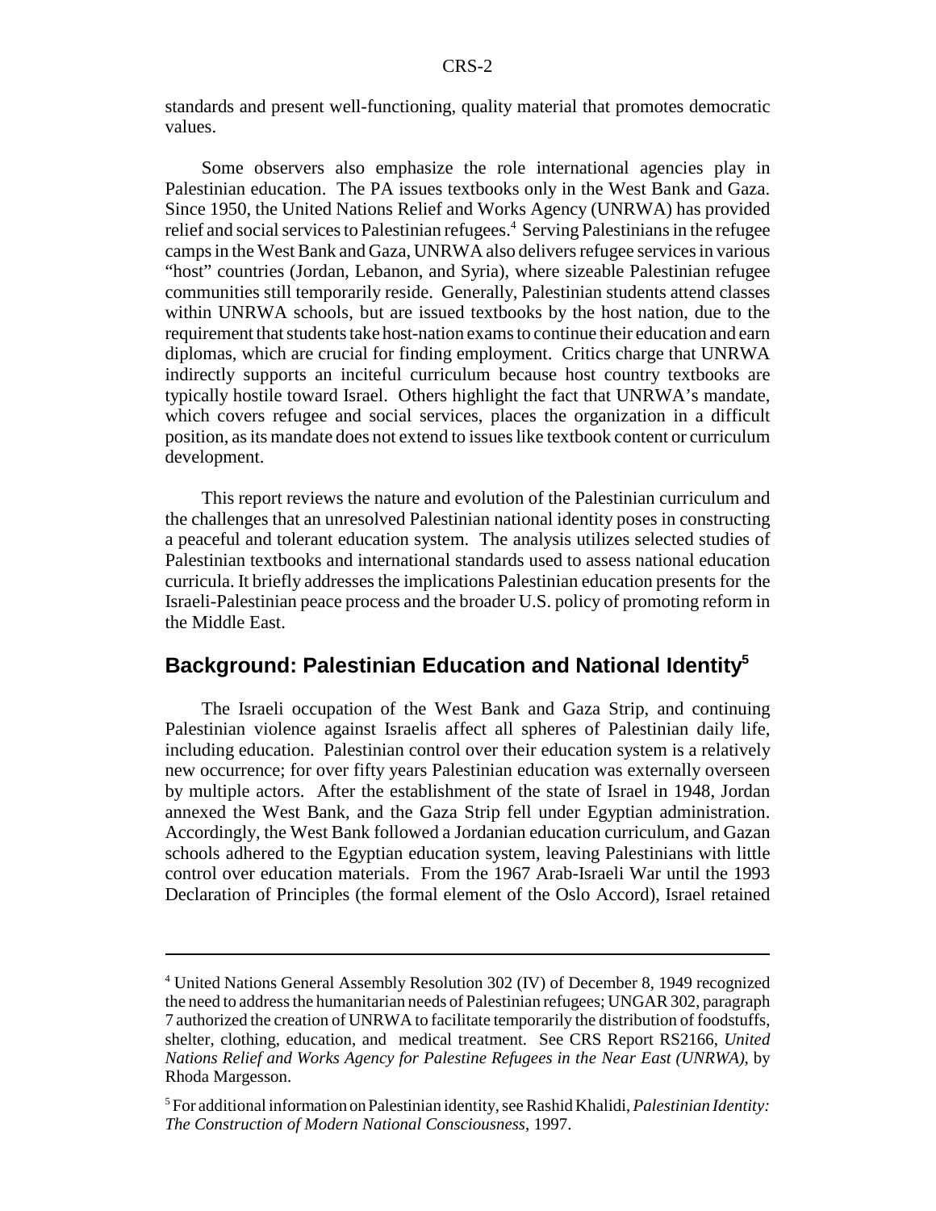standards and present well-functioning, quality material that promotes democratic values.

Some observers also emphasize the role international agencies play in Palestinian education. The PA issues textbooks only in the West Bank and Gaza. Since 1950, the United Nations Relief and Works Agency (UNRWA) has provided relief and social services to Palestinian refugees.[4] Serving Palestinians in the refugee camps in the West Bank and Gaza, UNRWA also delivers refugee services in various "host" countries (Jordan, Lebanon, and Syria), where sizeable Palestinian refugee communities still temporarily reside. Generally, Palestinian students attend classes within UNRWA schools, but are issued textbooks by the host nation, due to the requirement that students take host-nation exams to continue their education and earn diplomas, which are crucial for finding employment. Critics charge that UNRWA indirectly supports an inciteful curriculum because host country textbooks are typically hostile toward Israel. Others highlight the fact that UNRWA's mandate, which covers refugee and social services, places the organization in a difficult position, as its mandate does not extend to issues like textbook content or curriculum development.

This report reviews the nature and evolution of the Palestinian curriculum and the challenges that an unresolved Palestinian national identity poses in constructing a peaceful and tolerant education system. The analysis utilizes selected studies of Palestinian textbooks and international standards used to assess national education curricula. It briefly addresses the implications Palestinian education presents for the Israeli-Palestinian peace process and the broader U.S. policy of promoting reform in the Middle East.

## Background: Palestinian Education and National Identity[5]

The Israeli occupation of the West Bank and Gaza Strip, and continuing Palestinian violence against Israelis affect all spheres of Palestinian daily life, including education. Palestinian control over their education system is a relatively new occurrence; for over fifty years Palestinian education was externally overseen by multiple actors. After the establishment of the state of Israel in 1948, Jordan annexed the West Bank, and the Gaza Strip fell under Egyptian administration. Accordingly, the West Bank followed a Jordanian education curriculum, and Gazan schools adhered to the Egyptian education system, leaving Palestinians with little control over education materials. From the 1967 Arab-Israeli War until the 1993 Declaration of Principles (the formal element of the Oslo Accord), Israel retained

---

[4] United Nations General Assembly Resolution 302 (IV) of December 8, 1949 recognized the need to address the humanitarian needs of Palestinian refugees; UNGAR 302, paragraph 7 authorized the creation of UNRWA to facilitate temporarily the distribution of foodstuffs, shelter, clothing, education, and medical treatment. See CRS Report RS2166, *United Nations Relief and Works Agency for Palestine Refugees in the Near East (UNRWA)*, by Rhoda Margesson.

[5] For additional information on Palestinian identity, see Rashid Khalidi, *Palestinian Identity: The Construction of Modern National Consciousness*, 1997.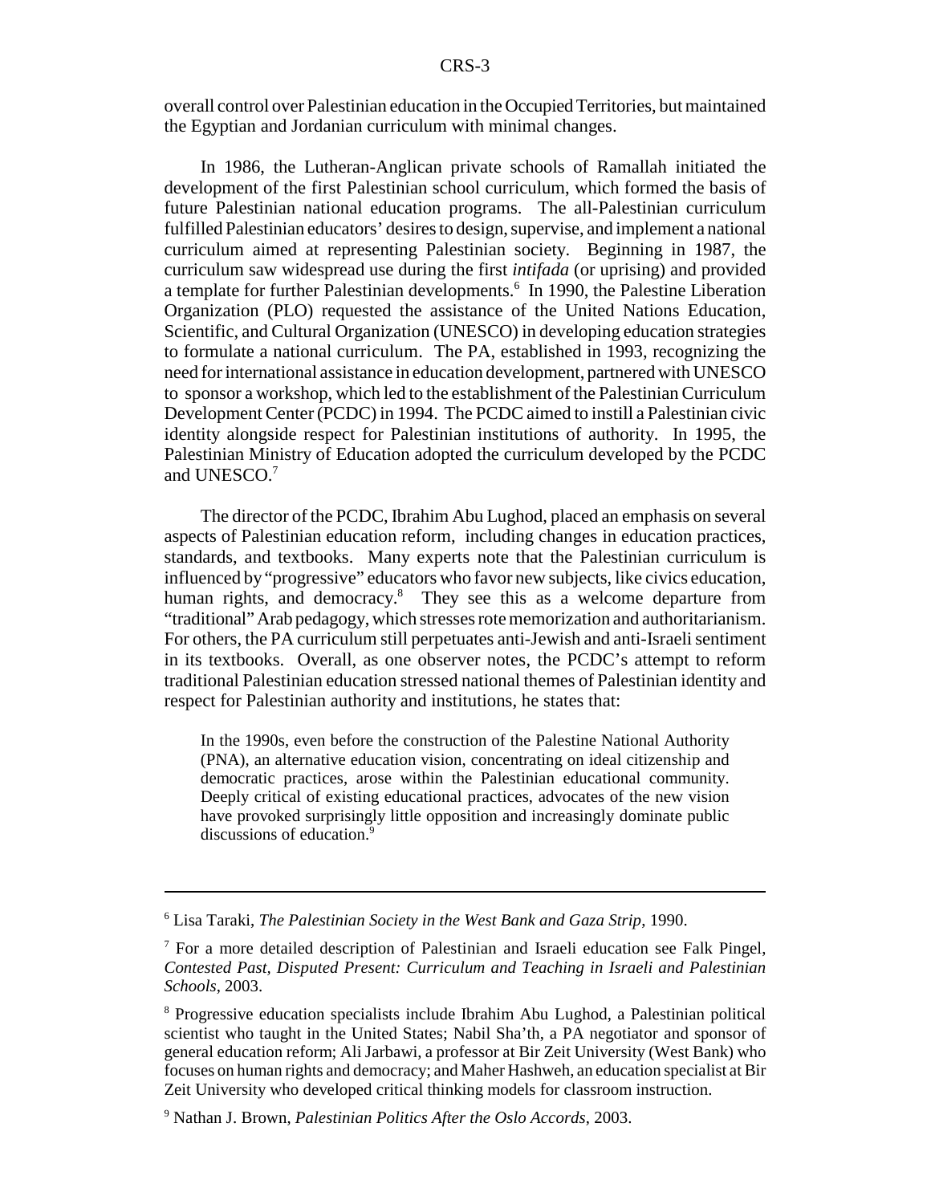overall control over Palestinian education in the Occupied Territories, but maintained the Egyptian and Jordanian curriculum with minimal changes.

In 1986, the Lutheran-Anglican private schools of Ramallah initiated the development of the first Palestinian school curriculum, which formed the basis of future Palestinian national education programs. The all-Palestinian curriculum fulfilled Palestinian educators' desires to design, supervise, and implement a national curriculum aimed at representing Palestinian society. Beginning in 1987, the curriculum saw widespread use during the first *intifada* (or uprising) and provided a template for further Palestinian developments.[6] In 1990, the Palestine Liberation Organization (PLO) requested the assistance of the United Nations Education, Scientific, and Cultural Organization (UNESCO) in developing education strategies to formulate a national curriculum. The PA, established in 1993, recognizing the need for international assistance in education development, partnered with UNESCO to sponsor a workshop, which led to the establishment of the Palestinian Curriculum Development Center (PCDC) in 1994. The PCDC aimed to instill a Palestinian civic identity alongside respect for Palestinian institutions of authority. In 1995, the Palestinian Ministry of Education adopted the curriculum developed by the PCDC and UNESCO.[7]

The director of the PCDC, Ibrahim Abu Lughod, placed an emphasis on several aspects of Palestinian education reform, including changes in education practices, standards, and textbooks. Many experts note that the Palestinian curriculum is influenced by "progressive" educators who favor new subjects, like civics education, human rights, and democracy.[8] They see this as a welcome departure from "traditional" Arab pedagogy, which stresses rote memorization and authoritarianism. For others, the PA curriculum still perpetuates anti-Jewish and anti-Israeli sentiment in its textbooks. Overall, as one observer notes, the PCDC's attempt to reform traditional Palestinian education stressed national themes of Palestinian identity and respect for Palestinian authority and institutions, he states that:

> In the 1990s, even before the construction of the Palestine National Authority (PNA), an alternative education vision, concentrating on ideal citizenship and democratic practices, arose within the Palestinian educational community. Deeply critical of existing educational practices, advocates of the new vision have provoked surprisingly little opposition and increasingly dominate public discussions of education.[9]

---

[6] Lisa Taraki, *The Palestinian Society in the West Bank and Gaza Strip*, 1990.

[7] For a more detailed description of Palestinian and Israeli education see Falk Pingel, *Contested Past, Disputed Present: Curriculum and Teaching in Israeli and Palestinian Schools*, 2003.

[8] Progressive education specialists include Ibrahim Abu Lughod, a Palestinian political scientist who taught in the United States; Nabil Sha'th, a PA negotiator and sponsor of general education reform; Ali Jarbawi, a professor at Bir Zeit University (West Bank) who focuses on human rights and democracy; and Maher Hashweh, an education specialist at Bir Zeit University who developed critical thinking models for classroom instruction.

[9] Nathan J. Brown, *Palestinian Politics After the Oslo Accords*, 2003.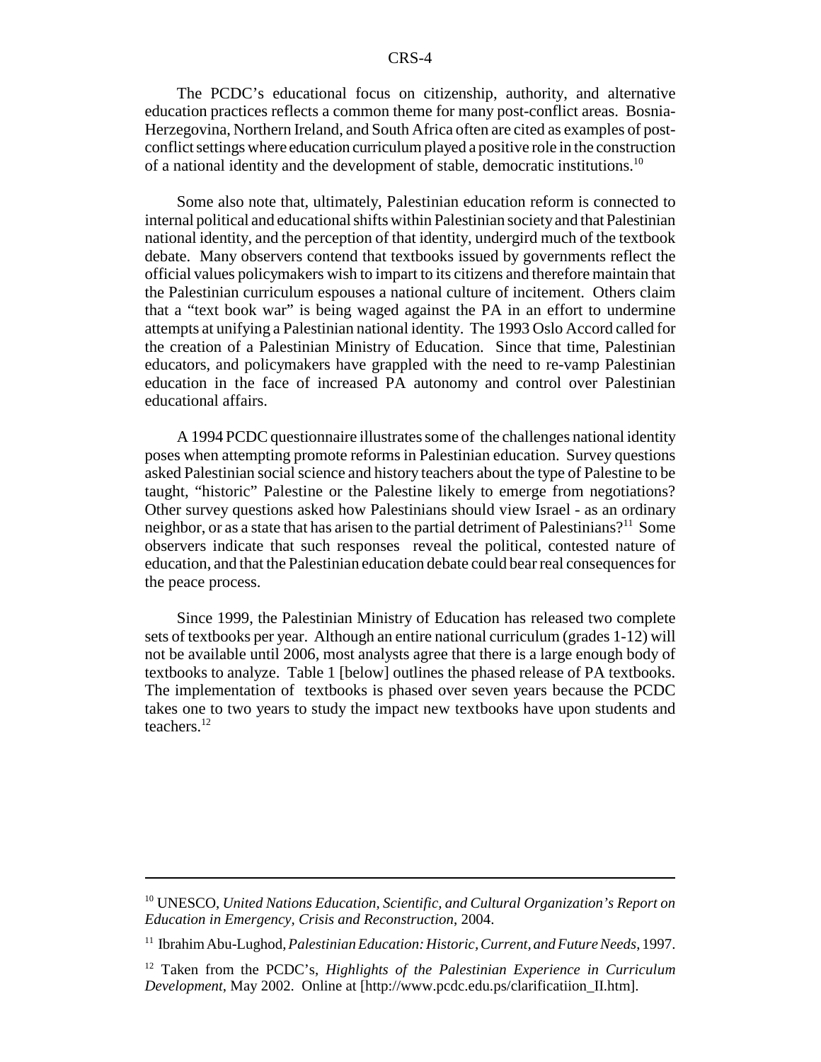The PCDC's educational focus on citizenship, authority, and alternative education practices reflects a common theme for many post-conflict areas. Bosnia-Herzegovina, Northern Ireland, and South Africa often are cited as examples of post-conflict settings where education curriculum played a positive role in the construction of a national identity and the development of stable, democratic institutions.[10]

Some also note that, ultimately, Palestinian education reform is connected to internal political and educational shifts within Palestinian society and that Palestinian national identity, and the perception of that identity, undergird much of the textbook debate. Many observers contend that textbooks issued by governments reflect the official values policymakers wish to impart to its citizens and therefore maintain that the Palestinian curriculum espouses a national culture of incitement. Others claim that a "text book war" is being waged against the PA in an effort to undermine attempts at unifying a Palestinian national identity. The 1993 Oslo Accord called for the creation of a Palestinian Ministry of Education. Since that time, Palestinian educators, and policymakers have grappled with the need to re-vamp Palestinian education in the face of increased PA autonomy and control over Palestinian educational affairs.

A 1994 PCDC questionnaire illustrates some of the challenges national identity poses when attempting promote reforms in Palestinian education. Survey questions asked Palestinian social science and history teachers about the type of Palestine to be taught, "historic" Palestine or the Palestine likely to emerge from negotiations? Other survey questions asked how Palestinians should view Israel - as an ordinary neighbor, or as a state that has arisen to the partial detriment of Palestinians?[11] Some observers indicate that such responses reveal the political, contested nature of education, and that the Palestinian education debate could bear real consequences for the peace process.

Since 1999, the Palestinian Ministry of Education has released two complete sets of textbooks per year. Although an entire national curriculum (grades 1-12) will not be available until 2006, most analysts agree that there is a large enough body of textbooks to analyze. Table 1 [below] outlines the phased release of PA textbooks. The implementation of textbooks is phased over seven years because the PCDC takes one to two years to study the impact new textbooks have upon students and teachers.[12]

---

[10] UNESCO, *United Nations Education, Scientific, and Cultural Organization's Report on Education in Emergency, Crisis and Reconstruction*, 2004.

[11] Ibrahim Abu-Lughod, *Palestinian Education: Historic, Current, and Future Needs*, 1997.

[12] Taken from the PCDC's, *Highlights of the Palestinian Experience in Curriculum Development*, May 2002. Online at [http://www.pcdc.edu.ps/clarificatiion_II.htm].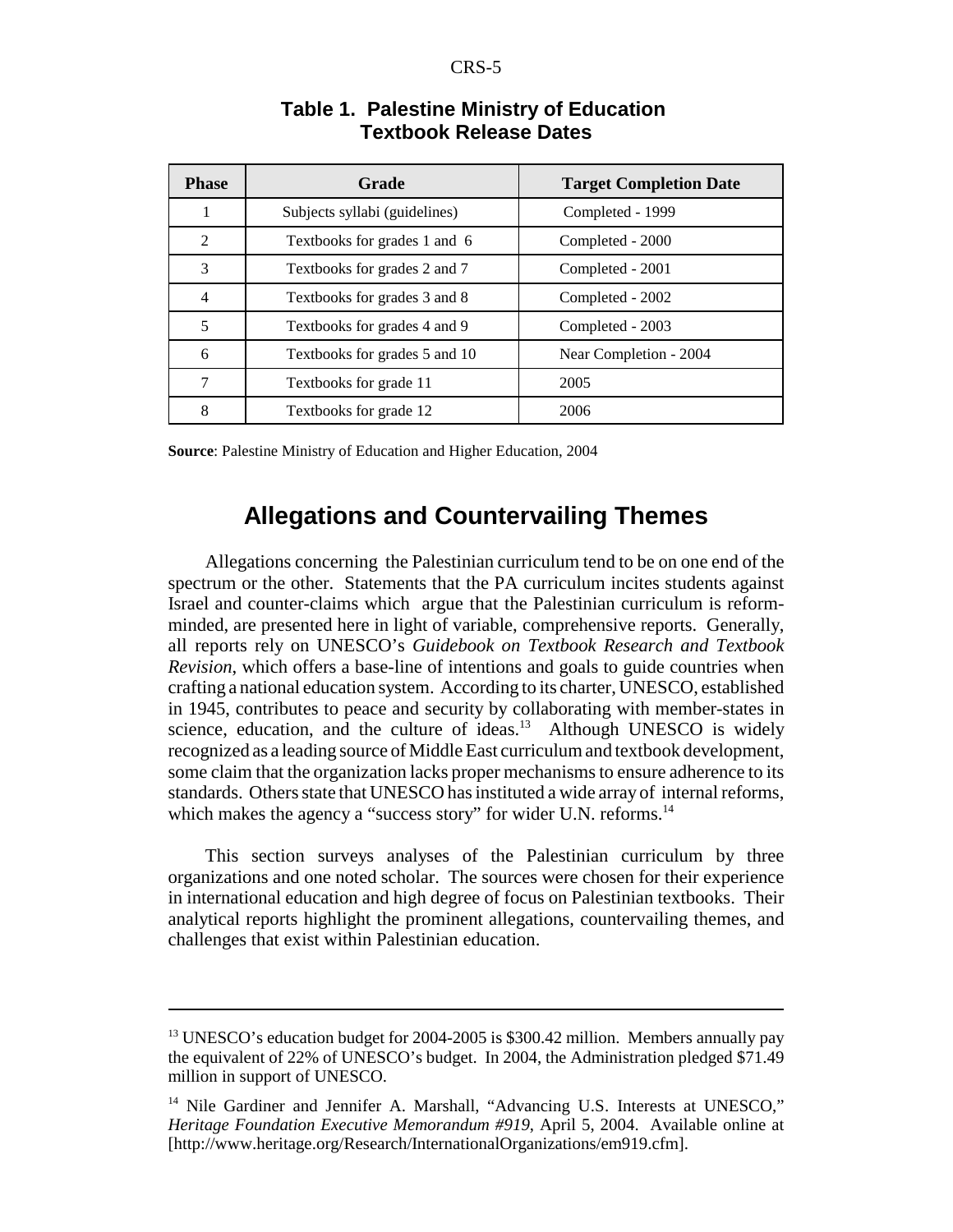**Table 1. Palestine Ministry of Education Textbook Release Dates**

| Phase | Grade | Target Completion Date |
|---|---|---|
| 1 | Subjects syllabi (guidelines) | Completed - 1999 |
| 2 | Textbooks for grades 1 and 6 | Completed - 2000 |
| 3 | Textbooks for grades 2 and 7 | Completed - 2001 |
| 4 | Textbooks for grades 3 and 8 | Completed - 2002 |
| 5 | Textbooks for grades 4 and 9 | Completed - 2003 |
| 6 | Textbooks for grades 5 and 10 | Near Completion - 2004 |
| 7 | Textbooks for grade 11 | 2005 |
| 8 | Textbooks for grade 12 | 2006 |

**Source**: Palestine Ministry of Education and Higher Education, 2004

## Allegations and Countervailing Themes

Allegations concerning the Palestinian curriculum tend to be on one end of the spectrum or the other. Statements that the PA curriculum incites students against Israel and counter-claims which argue that the Palestinian curriculum is reform-minded, are presented here in light of variable, comprehensive reports. Generally, all reports rely on UNESCO's *Guidebook on Textbook Research and Textbook Revision*, which offers a base-line of intentions and goals to guide countries when crafting a national education system. According to its charter, UNESCO, established in 1945, contributes to peace and security by collaborating with member-states in science, education, and the culture of ideas.[13] Although UNESCO is widely recognized as a leading source of Middle East curriculum and textbook development, some claim that the organization lacks proper mechanisms to ensure adherence to its standards. Others state that UNESCO has instituted a wide array of internal reforms, which makes the agency a "success story" for wider U.N. reforms.[14]

This section surveys analyses of the Palestinian curriculum by three organizations and one noted scholar. The sources were chosen for their experience in international education and high degree of focus on Palestinian textbooks. Their analytical reports highlight the prominent allegations, countervailing themes, and challenges that exist within Palestinian education.

---

[13] UNESCO's education budget for 2004-2005 is $300.42 million. Members annually pay the equivalent of 22% of UNESCO's budget. In 2004, the Administration pledged $71.49 million in support of UNESCO.

[14] Nile Gardiner and Jennifer A. Marshall, "Advancing U.S. Interests at UNESCO," *Heritage Foundation Executive Memorandum #919*, April 5, 2004. Available online at [http://www.heritage.org/Research/InternationalOrganizations/em919.cfm].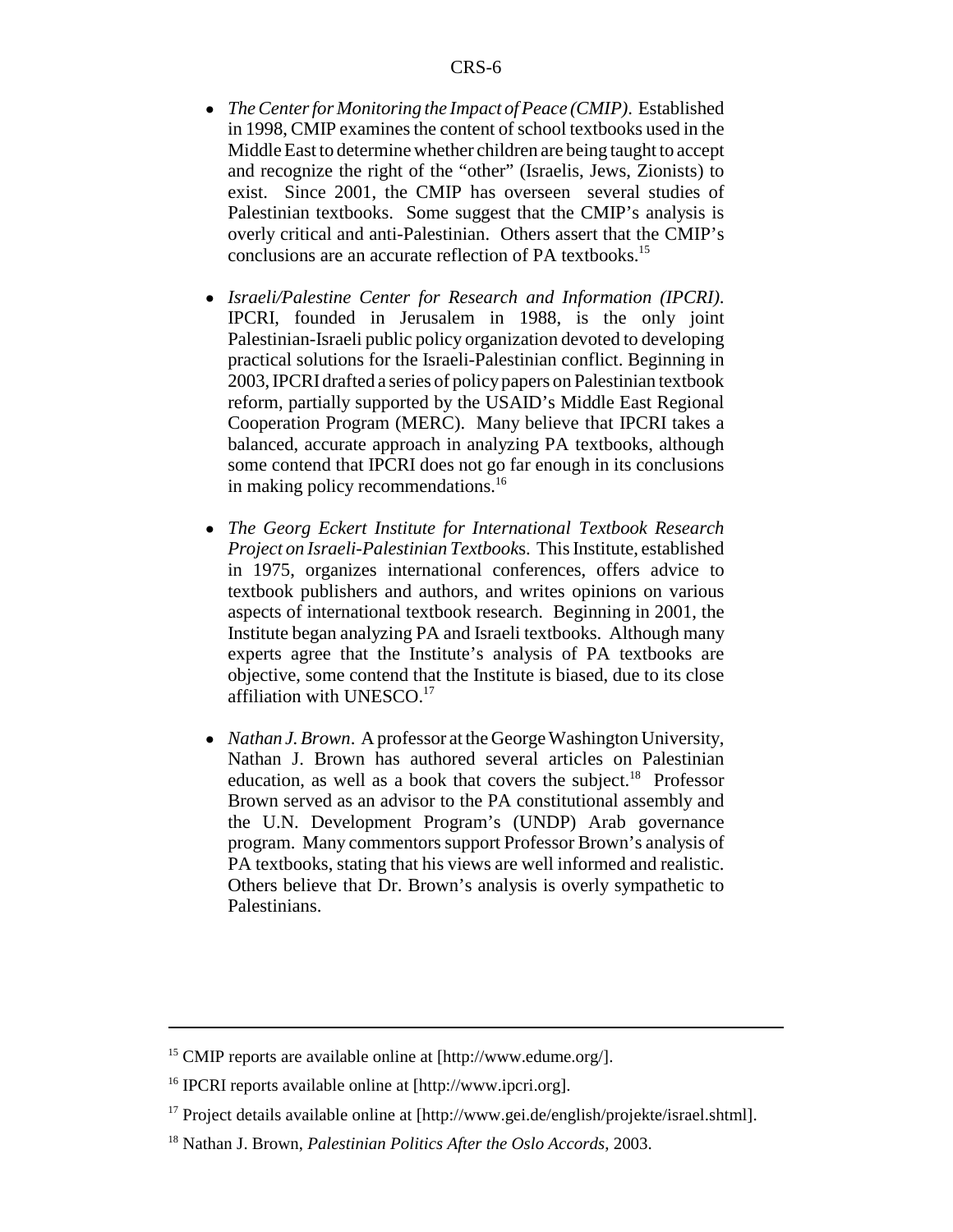- *The Center for Monitoring the Impact of Peace (CMIP)*. Established in 1998, CMIP examines the content of school textbooks used in the Middle East to determine whether children are being taught to accept and recognize the right of the "other" (Israelis, Jews, Zionists) to exist. Since 2001, the CMIP has overseen several studies of Palestinian textbooks. Some suggest that the CMIP's analysis is overly critical and anti-Palestinian. Others assert that the CMIP's conclusions are an accurate reflection of PA textbooks.[15]

- *Israeli/Palestine Center for Research and Information (IPCRI)*. IPCRI, founded in Jerusalem in 1988, is the only joint Palestinian-Israeli public policy organization devoted to developing practical solutions for the Israeli-Palestinian conflict. Beginning in 2003, IPCRI drafted a series of policy papers on Palestinian textbook reform, partially supported by the USAID's Middle East Regional Cooperation Program (MERC). Many believe that IPCRI takes a balanced, accurate approach in analyzing PA textbooks, although some contend that IPCRI does not go far enough in its conclusions in making policy recommendations.[16]

- *The Georg Eckert Institute for International Textbook Research Project on Israeli-Palestinian Textbooks*. This Institute, established in 1975, organizes international conferences, offers advice to textbook publishers and authors, and writes opinions on various aspects of international textbook research. Beginning in 2001, the Institute began analyzing PA and Israeli textbooks. Although many experts agree that the Institute's analysis of PA textbooks are objective, some contend that the Institute is biased, due to its close affiliation with UNESCO.[17]

- *Nathan J. Brown*. A professor at the George Washington University, Nathan J. Brown has authored several articles on Palestinian education, as well as a book that covers the subject.[18] Professor Brown served as an advisor to the PA constitutional assembly and the U.N. Development Program's (UNDP) Arab governance program. Many commentors support Professor Brown's analysis of PA textbooks, stating that his views are well informed and realistic. Others believe that Dr. Brown's analysis is overly sympathetic to Palestinians.

---

[15] CMIP reports are available online at [http://www.edume.org/].

[16] IPCRI reports available online at [http://www.ipcri.org].

[17] Project details available online at [http://www.gei.de/english/projekte/israel.shtml].

[18] Nathan J. Brown, *Palestinian Politics After the Oslo Accords*, 2003.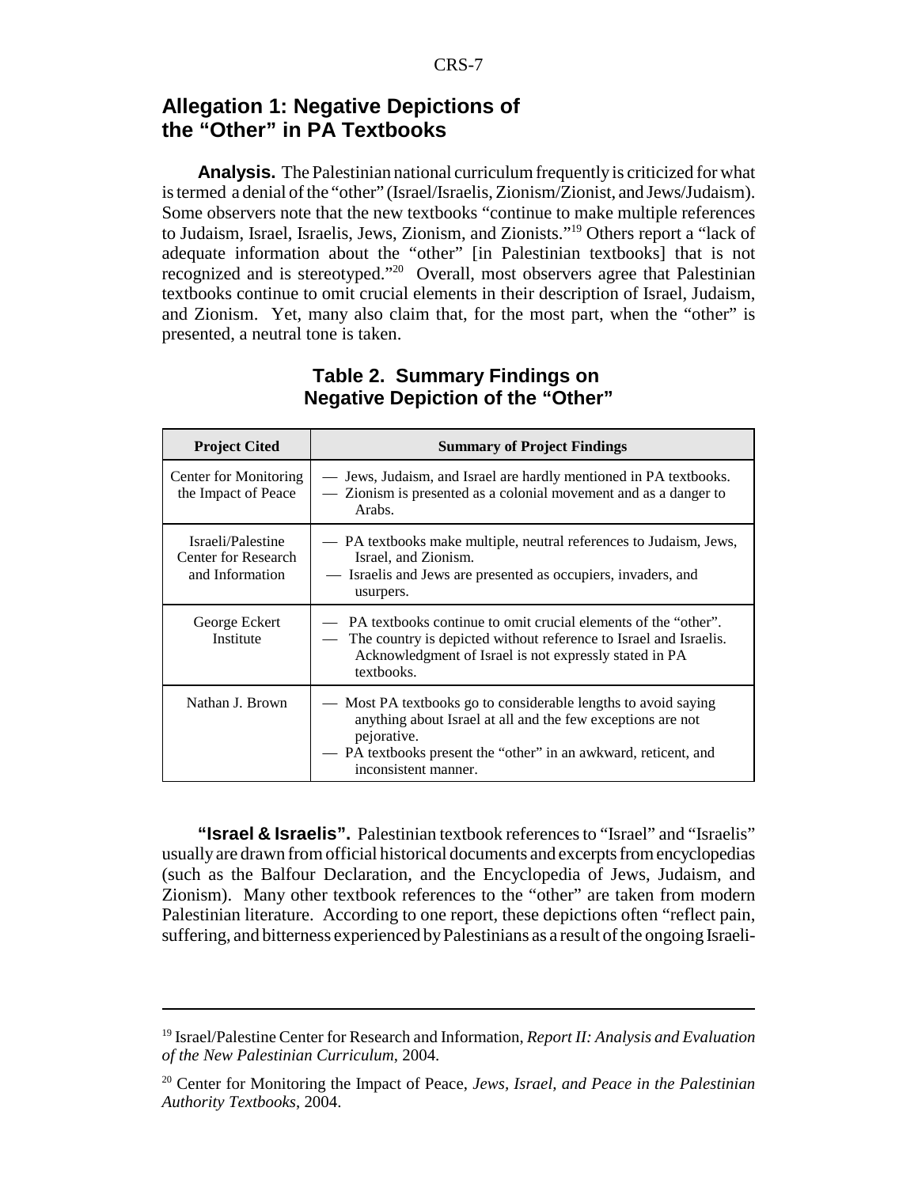## Allegation 1: Negative Depictions of the "Other" in PA Textbooks

**Analysis.** The Palestinian national curriculum frequently is criticized for what is termed a denial of the "other" (Israel/Israelis, Zionism/Zionist, and Jews/Judaism). Some observers note that the new textbooks "continue to make multiple references to Judaism, Israel, Israelis, Jews, Zionism, and Zionists."[19] Others report a "lack of adequate information about the "other" [in Palestinian textbooks] that is not recognized and is stereotyped."[20] Overall, most observers agree that Palestinian textbooks continue to omit crucial elements in their description of Israel, Judaism, and Zionism. Yet, many also claim that, for the most part, when the "other" is presented, a neutral tone is taken.

**Table 2. Summary Findings on Negative Depiction of the "Other"**

| Project Cited | Summary of Project Findings |
|---|---|
| Center for Monitoring the Impact of Peace | — Jews, Judaism, and Israel are hardly mentioned in PA textbooks.<br>— Zionism is presented as a colonial movement and as a danger to Arabs. |
| Israeli/Palestine Center for Research and Information | — PA textbooks make multiple, neutral references to Judaism, Jews, Israel, and Zionism.<br>— Israelis and Jews are presented as occupiers, invaders, and usurpers. |
| George Eckert Institute | — PA textbooks continue to omit crucial elements of the "other".<br>— The country is depicted without reference to Israel and Israelis. Acknowledgment of Israel is not expressly stated in PA textbooks. |
| Nathan J. Brown | — Most PA textbooks go to considerable lengths to avoid saying anything about Israel at all and the few exceptions are not pejorative.<br>— PA textbooks present the "other" in an awkward, reticent, and inconsistent manner. |

**"Israel & Israelis".** Palestinian textbook references to "Israel" and "Israelis" usually are drawn from official historical documents and excerpts from encyclopedias (such as the Balfour Declaration, and the Encyclopedia of Jews, Judaism, and Zionism). Many other textbook references to the "other" are taken from modern Palestinian literature. According to one report, these depictions often "reflect pain, suffering, and bitterness experienced by Palestinians as a result of the ongoing Israeli-

---

[19] Israel/Palestine Center for Research and Information, *Report II: Analysis and Evaluation of the New Palestinian Curriculum*, 2004.

[20] Center for Monitoring the Impact of Peace, *Jews, Israel, and Peace in the Palestinian Authority Textbooks*, 2004.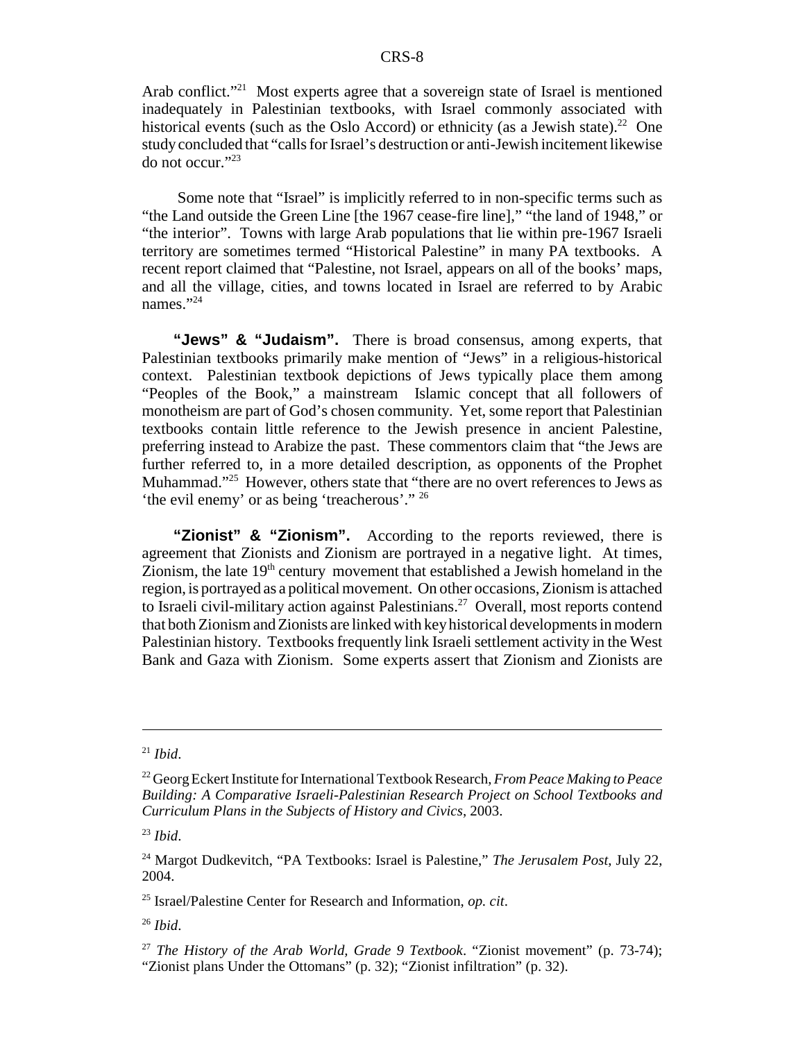Arab conflict."[21] Most experts agree that a sovereign state of Israel is mentioned inadequately in Palestinian textbooks, with Israel commonly associated with historical events (such as the Oslo Accord) or ethnicity (as a Jewish state).[22] One study concluded that "calls for Israel's destruction or anti-Jewish incitement likewise do not occur."[23]

Some note that "Israel" is implicitly referred to in non-specific terms such as "the Land outside the Green Line [the 1967 cease-fire line]," "the land of 1948," or "the interior". Towns with large Arab populations that lie within pre-1967 Israeli territory are sometimes termed "Historical Palestine" in many PA textbooks. A recent report claimed that "Palestine, not Israel, appears on all of the books' maps, and all the village, cities, and towns located in Israel are referred to by Arabic names."[24]

**"Jews" & "Judaism".** There is broad consensus, among experts, that Palestinian textbooks primarily make mention of "Jews" in a religious-historical context. Palestinian textbook depictions of Jews typically place them among "Peoples of the Book," a mainstream Islamic concept that all followers of monotheism are part of God's chosen community. Yet, some report that Palestinian textbooks contain little reference to the Jewish presence in ancient Palestine, preferring instead to Arabize the past. These commentors claim that "the Jews are further referred to, in a more detailed description, as opponents of the Prophet Muhammad."[25] However, others state that "there are no overt references to Jews as 'the evil enemy' or as being 'treacherous'."[26]

**"Zionist" & "Zionism".** According to the reports reviewed, there is agreement that Zionists and Zionism are portrayed in a negative light. At times, Zionism, the late 19th century movement that established a Jewish homeland in the region, is portrayed as a political movement. On other occasions, Zionism is attached to Israeli civil-military action against Palestinians.[27] Overall, most reports contend that both Zionism and Zionists are linked with key historical developments in modern Palestinian history. Textbooks frequently link Israeli settlement activity in the West Bank and Gaza with Zionism. Some experts assert that Zionism and Zionists are

---

[21] *Ibid*.

[22] Georg Eckert Institute for International Textbook Research, *From Peace Making to Peace Building: A Comparative Israeli-Palestinian Research Project on School Textbooks and Curriculum Plans in the Subjects of History and Civics*, 2003.

[23] *Ibid*.

[24] Margot Dudkevitch, "PA Textbooks: Israel is Palestine," *The Jerusalem Post*, July 22, 2004.

[25] Israel/Palestine Center for Research and Information, *op. cit*.

[26] *Ibid*.

[27] *The History of the Arab World, Grade 9 Textbook*. "Zionist movement" (p. 73-74); "Zionist plans Under the Ottomans" (p. 32); "Zionist infiltration" (p. 32).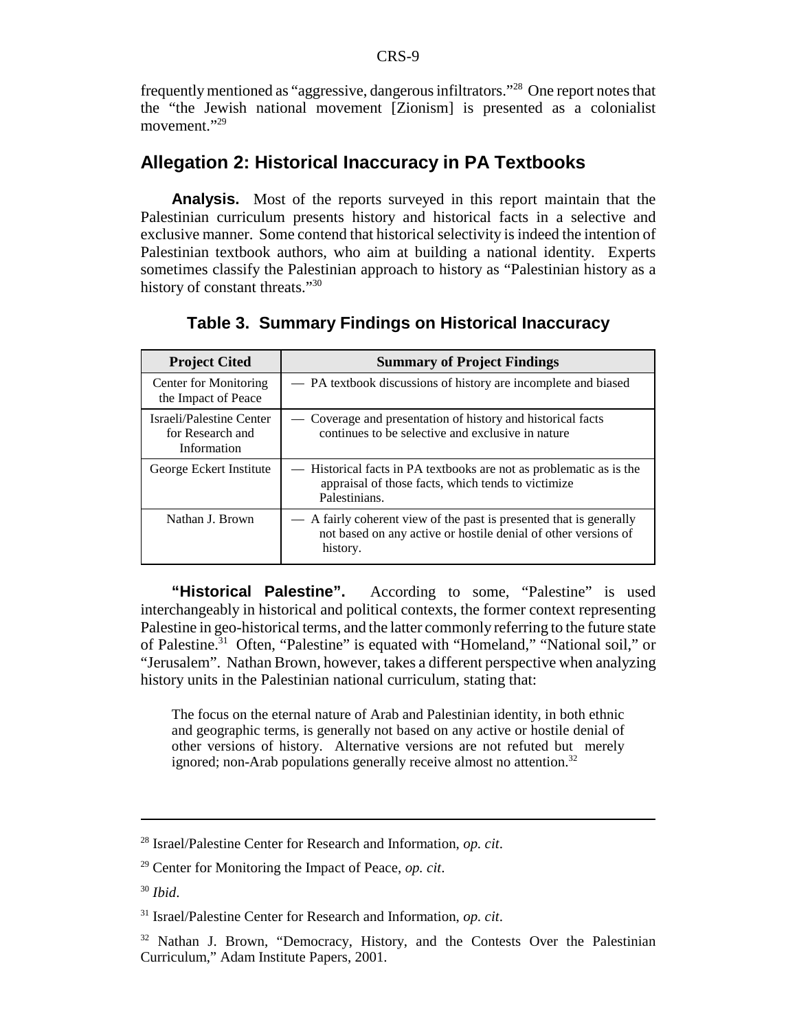frequently mentioned as "aggressive, dangerous infiltrators."[28] One report notes that the "the Jewish national movement [Zionism] is presented as a colonialist movement."[29]

## Allegation 2: Historical Inaccuracy in PA Textbooks

**Analysis.** Most of the reports surveyed in this report maintain that the Palestinian curriculum presents history and historical facts in a selective and exclusive manner. Some contend that historical selectivity is indeed the intention of Palestinian textbook authors, who aim at building a national identity. Experts sometimes classify the Palestinian approach to history as "Palestinian history as a history of constant threats."[30]

**Table 3. Summary Findings on Historical Inaccuracy**

| Project Cited | Summary of Project Findings |
|---|---|
| Center for Monitoring the Impact of Peace | — PA textbook discussions of history are incomplete and biased |
| Israeli/Palestine Center for Research and Information | — Coverage and presentation of history and historical facts continues to be selective and exclusive in nature |
| George Eckert Institute | — Historical facts in PA textbooks are not as problematic as is the appraisal of those facts, which tends to victimize Palestinians. |
| Nathan J. Brown | — A fairly coherent view of the past is presented that is generally not based on any active or hostile denial of other versions of history. |

**"Historical Palestine".** According to some, "Palestine" is used interchangeably in historical and political contexts, the former context representing Palestine in geo-historical terms, and the latter commonly referring to the future state of Palestine.[31] Often, "Palestine" is equated with "Homeland," "National soil," or "Jerusalem". Nathan Brown, however, takes a different perspective when analyzing history units in the Palestinian national curriculum, stating that:

> The focus on the eternal nature of Arab and Palestinian identity, in both ethnic and geographic terms, is generally not based on any active or hostile denial of other versions of history. Alternative versions are not refuted but merely ignored; non-Arab populations generally receive almost no attention.[32]

---

[28] Israel/Palestine Center for Research and Information, *op. cit*.

[29] Center for Monitoring the Impact of Peace, *op. cit*.

[30] *Ibid*.

[31] Israel/Palestine Center for Research and Information, *op. cit*.

[32] Nathan J. Brown, "Democracy, History, and the Contests Over the Palestinian Curriculum," Adam Institute Papers, 2001.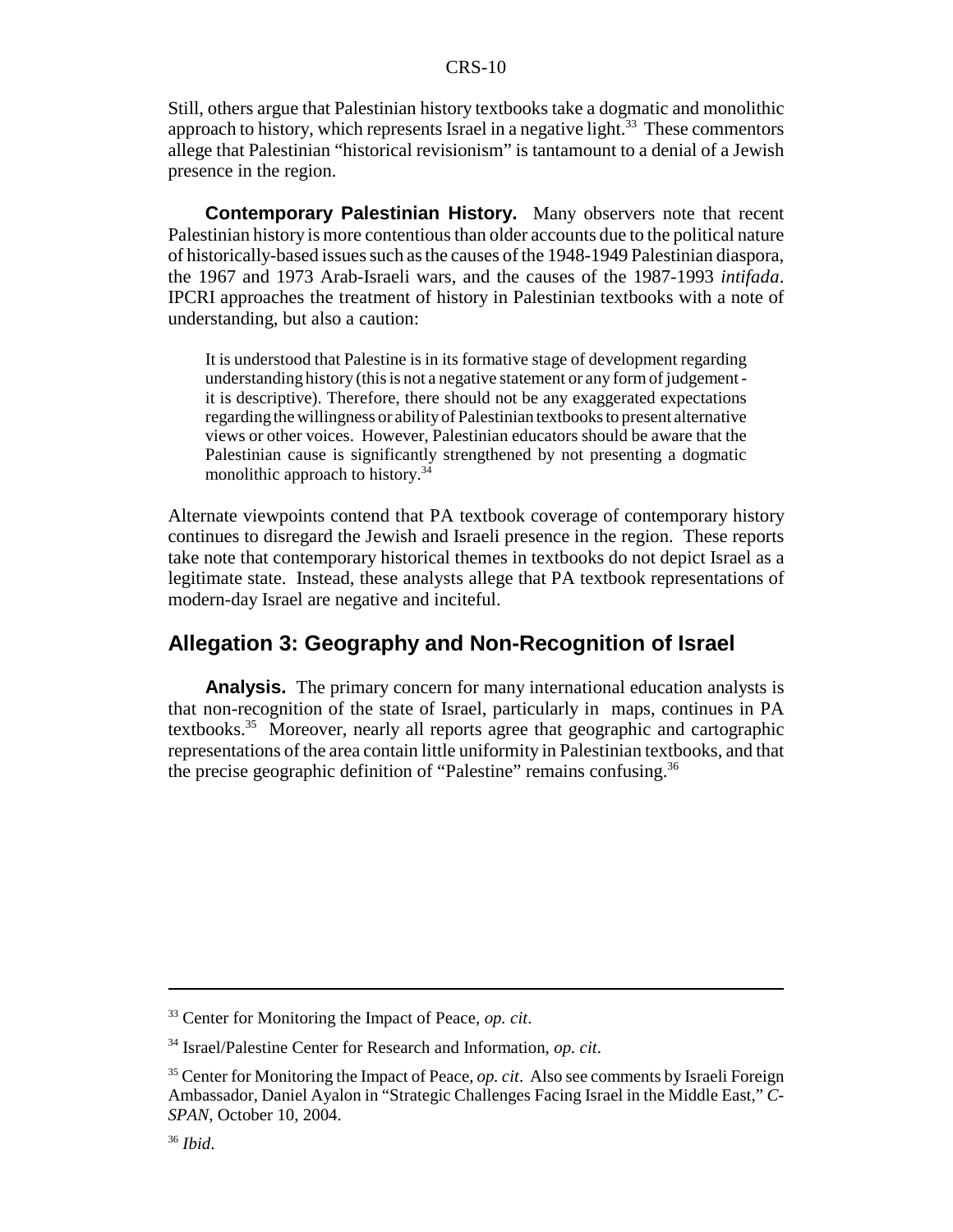Still, others argue that Palestinian history textbooks take a dogmatic and monolithic approach to history, which represents Israel in a negative light.[33] These commentors allege that Palestinian "historical revisionism" is tantamount to a denial of a Jewish presence in the region.

**Contemporary Palestinian History.** Many observers note that recent Palestinian history is more contentious than older accounts due to the political nature of historically-based issues such as the causes of the 1948-1949 Palestinian diaspora, the 1967 and 1973 Arab-Israeli wars, and the causes of the 1987-1993 *intifada*. IPCRI approaches the treatment of history in Palestinian textbooks with a note of understanding, but also a caution:

> It is understood that Palestine is in its formative stage of development regarding understanding history (this is not a negative statement or any form of judgement - it is descriptive). Therefore, there should not be any exaggerated expectations regarding the willingness or ability of Palestinian textbooks to present alternative views or other voices. However, Palestinian educators should be aware that the Palestinian cause is significantly strengthened by not presenting a dogmatic monolithic approach to history.[34]

Alternate viewpoints contend that PA textbook coverage of contemporary history continues to disregard the Jewish and Israeli presence in the region. These reports take note that contemporary historical themes in textbooks do not depict Israel as a legitimate state. Instead, these analysts allege that PA textbook representations of modern-day Israel are negative and inciteful.

## Allegation 3: Geography and Non-Recognition of Israel

**Analysis.** The primary concern for many international education analysts is that non-recognition of the state of Israel, particularly in maps, continues in PA textbooks.[35] Moreover, nearly all reports agree that geographic and cartographic representations of the area contain little uniformity in Palestinian textbooks, and that the precise geographic definition of "Palestine" remains confusing.[36]

---

[33] Center for Monitoring the Impact of Peace, *op. cit*.

[34] Israel/Palestine Center for Research and Information, *op. cit*.

[35] Center for Monitoring the Impact of Peace, *op. cit*. Also see comments by Israeli Foreign Ambassador, Daniel Ayalon in "Strategic Challenges Facing Israel in the Middle East," *C-SPAN*, October 10, 2004.

[36] *Ibid*.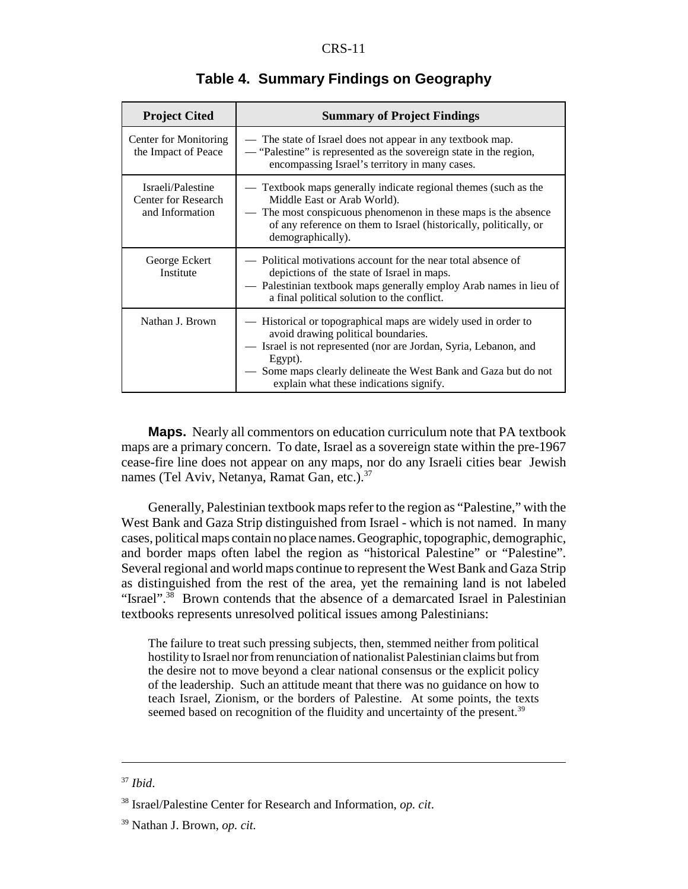**Table 4. Summary Findings on Geography**

| Project Cited | Summary of Project Findings |
| --- | --- |
| Center for Monitoring the Impact of Peace | — The state of Israel does not appear in any textbook map.<br>— "Palestine" is represented as the sovereign state in the region, encompassing Israel's territory in many cases. |
| Israeli/Palestine Center for Research and Information | — Textbook maps generally indicate regional themes (such as the Middle East or Arab World).<br>— The most conspicuous phenomenon in these maps is the absence of any reference on them to Israel (historically, politically, or demographically). |
| George Eckert Institute | — Political motivations account for the near total absence of depictions of the state of Israel in maps.<br>— Palestinian textbook maps generally employ Arab names in lieu of a final political solution to the conflict. |
| Nathan J. Brown | — Historical or topographical maps are widely used in order to avoid drawing political boundaries.<br>— Israel is not represented (nor are Jordan, Syria, Lebanon, and Egypt).<br>— Some maps clearly delineate the West Bank and Gaza but do not explain what these indications signify. |

**Maps.** Nearly all commentors on education curriculum note that PA textbook maps are a primary concern. To date, Israel as a sovereign state within the pre-1967 cease-fire line does not appear on any maps, nor do any Israeli cities bear Jewish names (Tel Aviv, Netanya, Ramat Gan, etc.).[37]

Generally, Palestinian textbook maps refer to the region as "Palestine," with the West Bank and Gaza Strip distinguished from Israel - which is not named. In many cases, political maps contain no place names. Geographic, topographic, demographic, and border maps often label the region as "historical Palestine" or "Palestine". Several regional and world maps continue to represent the West Bank and Gaza Strip as distinguished from the rest of the area, yet the remaining land is not labeled "Israel".[38] Brown contends that the absence of a demarcated Israel in Palestinian textbooks represents unresolved political issues among Palestinians:

> The failure to treat such pressing subjects, then, stemmed neither from political hostility to Israel nor from renunciation of nationalist Palestinian claims but from the desire not to move beyond a clear national consensus or the explicit policy of the leadership. Such an attitude meant that there was no guidance on how to teach Israel, Zionism, or the borders of Palestine. At some points, the texts seemed based on recognition of the fluidity and uncertainty of the present.[39]

---

[37] *Ibid*.

[38] Israel/Palestine Center for Research and Information, *op. cit*.

[39] Nathan J. Brown, *op. cit.*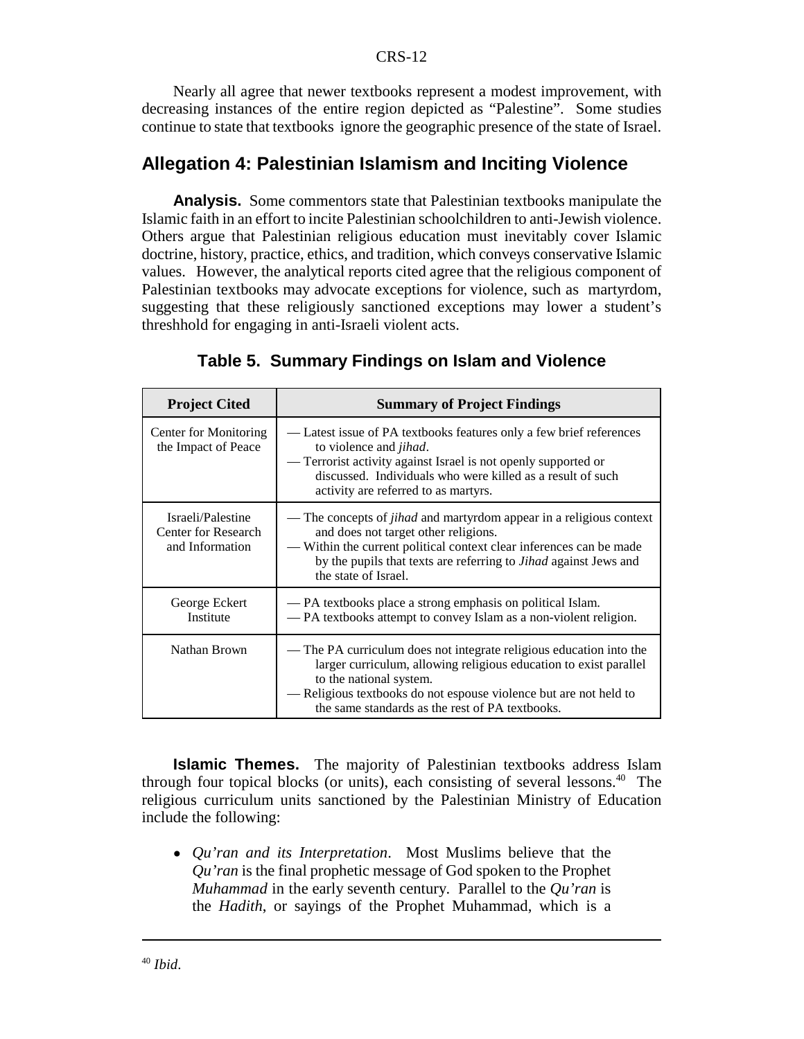Nearly all agree that newer textbooks represent a modest improvement, with decreasing instances of the entire region depicted as "Palestine". Some studies continue to state that textbooks ignore the geographic presence of the state of Israel.

## Allegation 4: Palestinian Islamism and Inciting Violence

**Analysis.** Some commentors state that Palestinian textbooks manipulate the Islamic faith in an effort to incite Palestinian schoolchildren to anti-Jewish violence. Others argue that Palestinian religious education must inevitably cover Islamic doctrine, history, practice, ethics, and tradition, which conveys conservative Islamic values. However, the analytical reports cited agree that the religious component of Palestinian textbooks may advocate exceptions for violence, such as martyrdom, suggesting that these religiously sanctioned exceptions may lower a student's threshhold for engaging in anti-Israeli violent acts.

### Table 5. Summary Findings on Islam and Violence

| Project Cited | Summary of Project Findings |
| --- | --- |
| Center for Monitoring the Impact of Peace | — Latest issue of PA textbooks features only a few brief references to violence and *jihad*.<br>— Terrorist activity against Israel is not openly supported or discussed. Individuals who were killed as a result of such activity are referred to as martyrs. |
| Israeli/Palestine Center for Research and Information | — The concepts of *jihad* and martyrdom appear in a religious context and does not target other religions.<br>— Within the current political context clear inferences can be made by the pupils that texts are referring to *Jihad* against Jews and the state of Israel. |
| George Eckert Institute | — PA textbooks place a strong emphasis on political Islam.<br>— PA textbooks attempt to convey Islam as a non-violent religion. |
| Nathan Brown | — The PA curriculum does not integrate religious education into the larger curriculum, allowing religious education to exist parallel to the national system.<br>— Religious textbooks do not espouse violence but are not held to the same standards as the rest of PA textbooks. |

**Islamic Themes.** The majority of Palestinian textbooks address Islam through four topical blocks (or units), each consisting of several lessons.[40] The religious curriculum units sanctioned by the Palestinian Ministry of Education include the following:

- *Qu'ran and its Interpretation*. Most Muslims believe that the *Qu'ran* is the final prophetic message of God spoken to the Prophet *Muhammad* in the early seventh century. Parallel to the *Qu'ran* is the *Hadith*, or sayings of the Prophet Muhammad, which is a

---

[40] *Ibid*.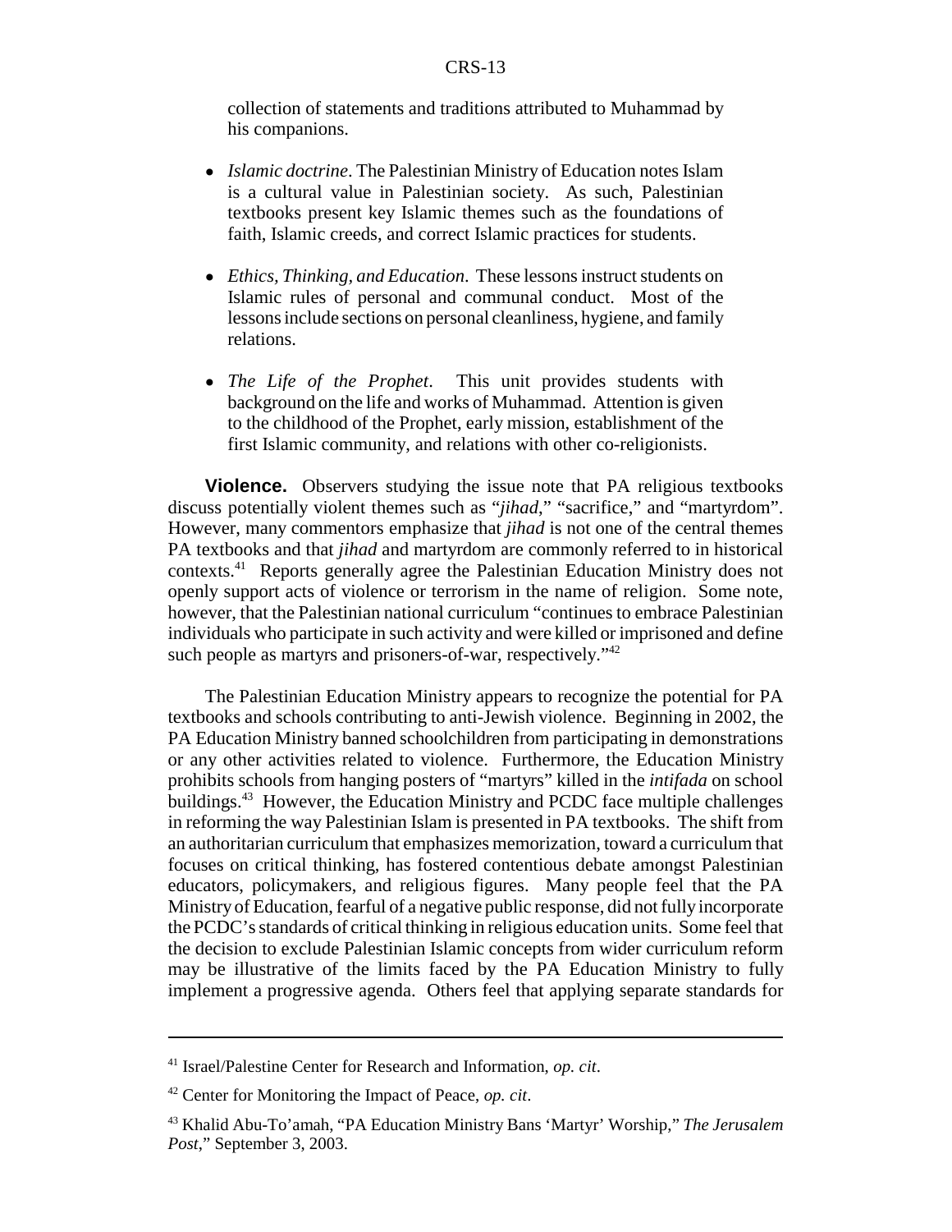collection of statements and traditions attributed to Muhammad by his companions.

- *Islamic doctrine*. The Palestinian Ministry of Education notes Islam is a cultural value in Palestinian society. As such, Palestinian textbooks present key Islamic themes such as the foundations of faith, Islamic creeds, and correct Islamic practices for students.

- *Ethics, Thinking, and Education*. These lessons instruct students on Islamic rules of personal and communal conduct. Most of the lessons include sections on personal cleanliness, hygiene, and family relations.

- *The Life of the Prophet*. This unit provides students with background on the life and works of Muhammad. Attention is given to the childhood of the Prophet, early mission, establishment of the first Islamic community, and relations with other co-religionists.

**Violence.** Observers studying the issue note that PA religious textbooks discuss potentially violent themes such as "*jihad*," "sacrifice," and "martyrdom". However, many commentors emphasize that *jihad* is not one of the central themes PA textbooks and that *jihad* and martyrdom are commonly referred to in historical contexts.[41] Reports generally agree the Palestinian Education Ministry does not openly support acts of violence or terrorism in the name of religion. Some note, however, that the Palestinian national curriculum "continues to embrace Palestinian individuals who participate in such activity and were killed or imprisoned and define such people as martyrs and prisoners-of-war, respectively."[42]

The Palestinian Education Ministry appears to recognize the potential for PA textbooks and schools contributing to anti-Jewish violence. Beginning in 2002, the PA Education Ministry banned schoolchildren from participating in demonstrations or any other activities related to violence. Furthermore, the Education Ministry prohibits schools from hanging posters of "martyrs" killed in the *intifada* on school buildings.[43] However, the Education Ministry and PCDC face multiple challenges in reforming the way Palestinian Islam is presented in PA textbooks. The shift from an authoritarian curriculum that emphasizes memorization, toward a curriculum that focuses on critical thinking, has fostered contentious debate amongst Palestinian educators, policymakers, and religious figures. Many people feel that the PA Ministry of Education, fearful of a negative public response, did not fully incorporate the PCDC's standards of critical thinking in religious education units. Some feel that the decision to exclude Palestinian Islamic concepts from wider curriculum reform may be illustrative of the limits faced by the PA Education Ministry to fully implement a progressive agenda. Others feel that applying separate standards for

---

[41] Israel/Palestine Center for Research and Information, *op. cit*.

[42] Center for Monitoring the Impact of Peace, *op. cit*.

[43] Khalid Abu-To'amah, "PA Education Ministry Bans 'Martyr' Worship," *The Jerusalem Post*," September 3, 2003.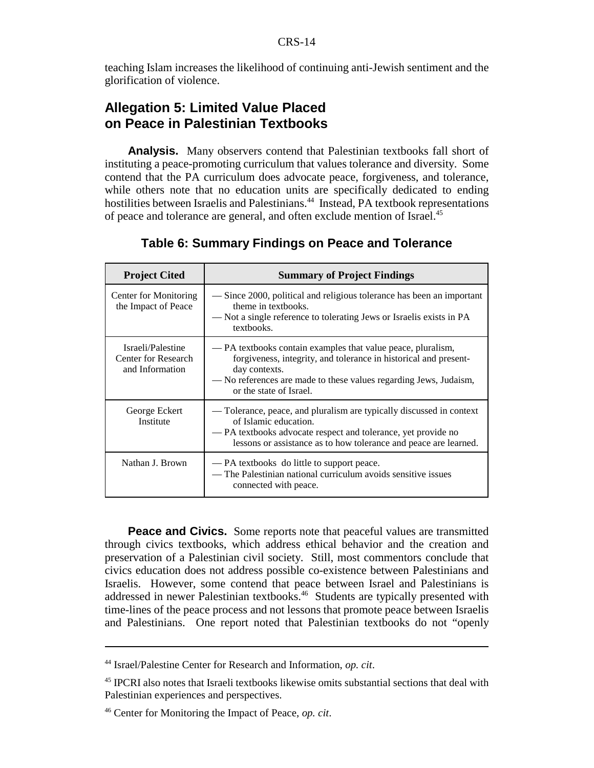teaching Islam increases the likelihood of continuing anti-Jewish sentiment and the glorification of violence.

## Allegation 5: Limited Value Placed on Peace in Palestinian Textbooks

**Analysis.** Many observers contend that Palestinian textbooks fall short of instituting a peace-promoting curriculum that values tolerance and diversity. Some contend that the PA curriculum does advocate peace, forgiveness, and tolerance, while others note that no education units are specifically dedicated to ending hostilities between Israelis and Palestinians.[44] Instead, PA textbook representations of peace and tolerance are general, and often exclude mention of Israel.[45]

### Table 6: Summary Findings on Peace and Tolerance

| Project Cited | Summary of Project Findings |
|---|---|
| Center for Monitoring the Impact of Peace | — Since 2000, political and religious tolerance has been an important theme in textbooks.<br>— Not a single reference to tolerating Jews or Israelis exists in PA textbooks. |
| Israeli/Palestine Center for Research and Information | — PA textbooks contain examples that value peace, pluralism, forgiveness, integrity, and tolerance in historical and present-day contexts.<br>— No references are made to these values regarding Jews, Judaism, or the state of Israel. |
| George Eckert Institute | — Tolerance, peace, and pluralism are typically discussed in context of Islamic education.<br>— PA textbooks advocate respect and tolerance, yet provide no lessons or assistance as to how tolerance and peace are learned. |
| Nathan J. Brown | — PA textbooks do little to support peace.<br>— The Palestinian national curriculum avoids sensitive issues connected with peace. |

**Peace and Civics.** Some reports note that peaceful values are transmitted through civics textbooks, which address ethical behavior and the creation and preservation of a Palestinian civil society. Still, most commentors conclude that civics education does not address possible co-existence between Palestinians and Israelis. However, some contend that peace between Israel and Palestinians is addressed in newer Palestinian textbooks.[46] Students are typically presented with time-lines of the peace process and not lessons that promote peace between Israelis and Palestinians. One report noted that Palestinian textbooks do not "openly

---

[44] Israel/Palestine Center for Research and Information, *op. cit*.

[45] IPCRI also notes that Israeli textbooks likewise omits substantial sections that deal with Palestinian experiences and perspectives.

[46] Center for Monitoring the Impact of Peace, *op. cit*.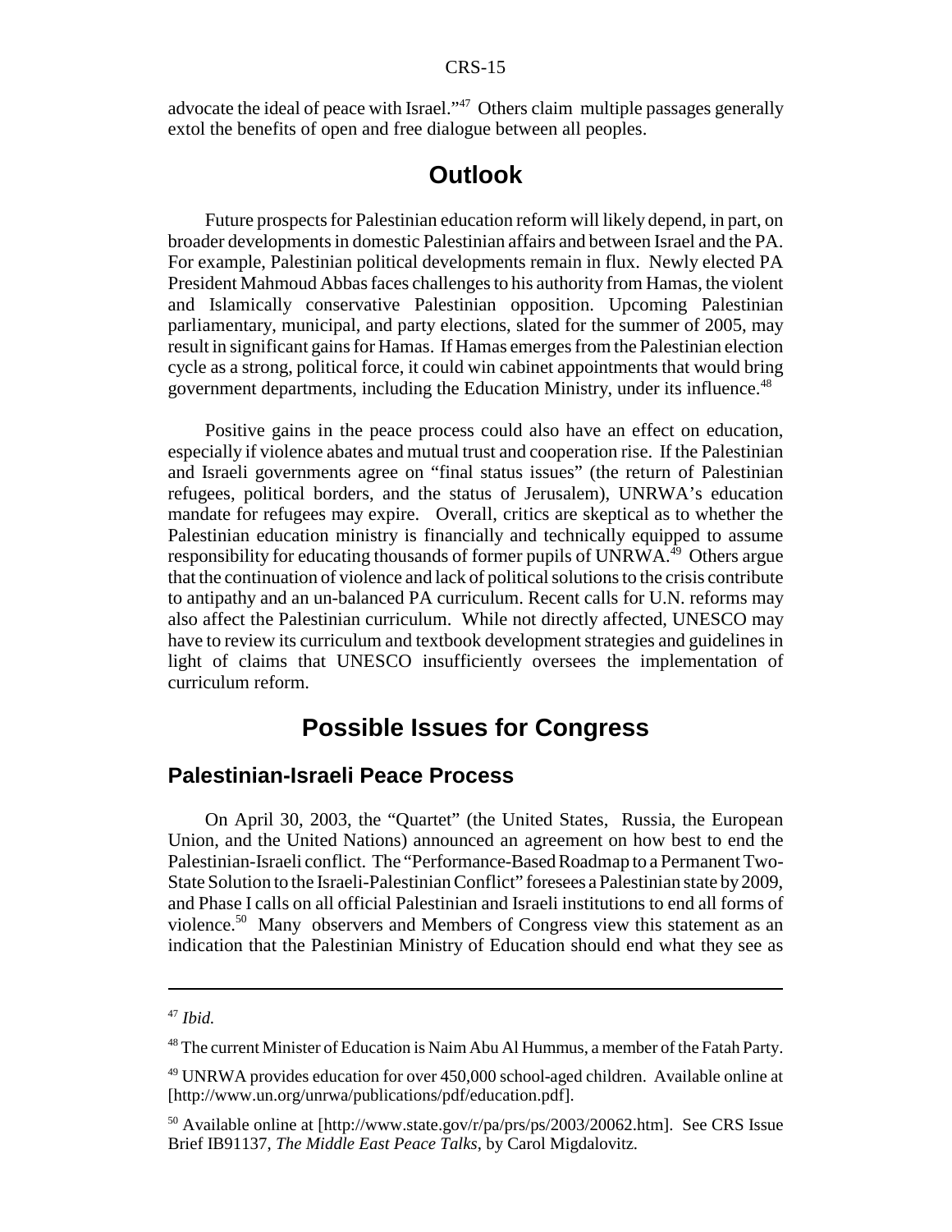advocate the ideal of peace with Israel."[47] Others claim multiple passages generally extol the benefits of open and free dialogue between all peoples.

## Outlook

Future prospects for Palestinian education reform will likely depend, in part, on broader developments in domestic Palestinian affairs and between Israel and the PA. For example, Palestinian political developments remain in flux. Newly elected PA President Mahmoud Abbas faces challenges to his authority from Hamas, the violent and Islamically conservative Palestinian opposition. Upcoming Palestinian parliamentary, municipal, and party elections, slated for the summer of 2005, may result in significant gains for Hamas. If Hamas emerges from the Palestinian election cycle as a strong, political force, it could win cabinet appointments that would bring government departments, including the Education Ministry, under its influence.[48]

Positive gains in the peace process could also have an effect on education, especially if violence abates and mutual trust and cooperation rise. If the Palestinian and Israeli governments agree on "final status issues" (the return of Palestinian refugees, political borders, and the status of Jerusalem), UNRWA's education mandate for refugees may expire. Overall, critics are skeptical as to whether the Palestinian education ministry is financially and technically equipped to assume responsibility for educating thousands of former pupils of UNRWA.[49] Others argue that the continuation of violence and lack of political solutions to the crisis contribute to antipathy and an un-balanced PA curriculum. Recent calls for U.N. reforms may also affect the Palestinian curriculum. While not directly affected, UNESCO may have to review its curriculum and textbook development strategies and guidelines in light of claims that UNESCO insufficiently oversees the implementation of curriculum reform.

## Possible Issues for Congress

### Palestinian-Israeli Peace Process

On April 30, 2003, the "Quartet" (the United States, Russia, the European Union, and the United Nations) announced an agreement on how best to end the Palestinian-Israeli conflict. The "Performance-Based Roadmap to a Permanent Two-State Solution to the Israeli-Palestinian Conflict" foresees a Palestinian state by 2009, and Phase I calls on all official Palestinian and Israeli institutions to end all forms of violence.[50] Many observers and Members of Congress view this statement as an indication that the Palestinian Ministry of Education should end what they see as

---

[47] *Ibid.*

[48] The current Minister of Education is Naim Abu Al Hummus, a member of the Fatah Party.

[49] UNRWA provides education for over 450,000 school-aged children. Available online at [http://www.un.org/unrwa/publications/pdf/education.pdf].

[50] Available online at [http://www.state.gov/r/pa/prs/ps/2003/20062.htm]. See CRS Issue Brief IB91137, *The Middle East Peace Talks*, by Carol Migdalovitz.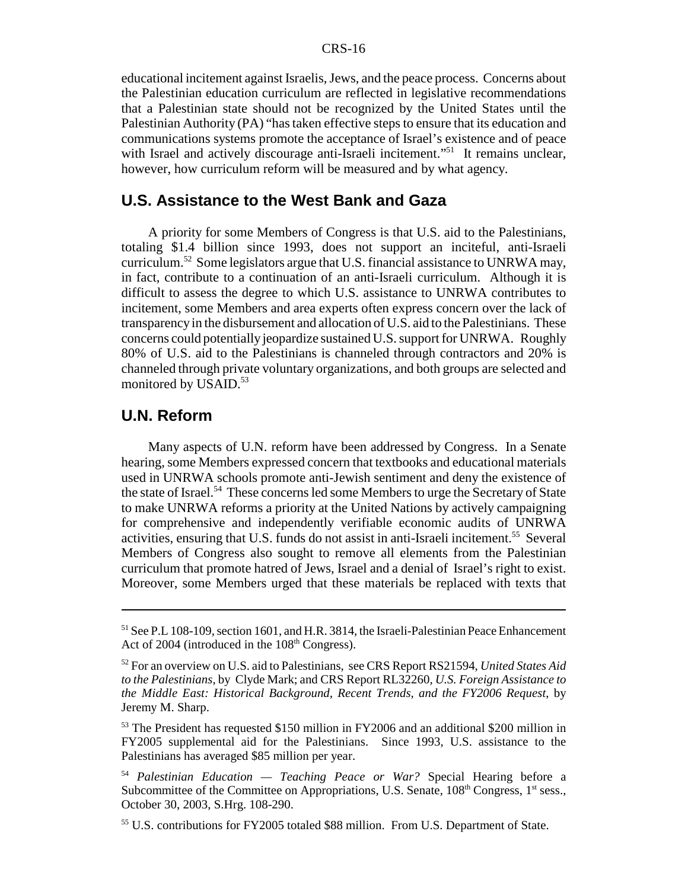educational incitement against Israelis, Jews, and the peace process. Concerns about the Palestinian education curriculum are reflected in legislative recommendations that a Palestinian state should not be recognized by the United States until the Palestinian Authority (PA) "has taken effective steps to ensure that its education and communications systems promote the acceptance of Israel's existence and of peace with Israel and actively discourage anti-Israeli incitement."[51] It remains unclear, however, how curriculum reform will be measured and by what agency.

## U.S. Assistance to the West Bank and Gaza

A priority for some Members of Congress is that U.S. aid to the Palestinians, totaling $1.4 billion since 1993, does not support an inciteful, anti-Israeli curriculum.[52] Some legislators argue that U.S. financial assistance to UNRWA may, in fact, contribute to a continuation of an anti-Israeli curriculum. Although it is difficult to assess the degree to which U.S. assistance to UNRWA contributes to incitement, some Members and area experts often express concern over the lack of transparency in the disbursement and allocation of U.S. aid to the Palestinians. These concerns could potentially jeopardize sustained U.S. support for UNRWA. Roughly 80% of U.S. aid to the Palestinians is channeled through contractors and 20% is channeled through private voluntary organizations, and both groups are selected and monitored by USAID.[53]

## U.N. Reform

Many aspects of U.N. reform have been addressed by Congress. In a Senate hearing, some Members expressed concern that textbooks and educational materials used in UNRWA schools promote anti-Jewish sentiment and deny the existence of the state of Israel.[54] These concerns led some Members to urge the Secretary of State to make UNRWA reforms a priority at the United Nations by actively campaigning for comprehensive and independently verifiable economic audits of UNRWA activities, ensuring that U.S. funds do not assist in anti-Israeli incitement.[55] Several Members of Congress also sought to remove all elements from the Palestinian curriculum that promote hatred of Jews, Israel and a denial of Israel's right to exist. Moreover, some Members urged that these materials be replaced with texts that

---

[51] See P.L 108-109, section 1601, and H.R. 3814, the Israeli-Palestinian Peace Enhancement Act of 2004 (introduced in the 108th Congress).

[52] For an overview on U.S. aid to Palestinians, see CRS Report RS21594, *United States Aid to the Palestinians*, by Clyde Mark; and CRS Report RL32260, *U.S. Foreign Assistance to the Middle East: Historical Background, Recent Trends, and the FY2006 Request*, by Jeremy M. Sharp.

[53] The President has requested $150 million in FY2006 and an additional $200 million in FY2005 supplemental aid for the Palestinians. Since 1993, U.S. assistance to the Palestinians has averaged $85 million per year.

[54] *Palestinian Education — Teaching Peace or War?* Special Hearing before a Subcommittee of the Committee on Appropriations, U.S. Senate, 108th Congress, 1st sess., October 30, 2003, S.Hrg. 108-290.

[55] U.S. contributions for FY2005 totaled $88 million. From U.S. Department of State.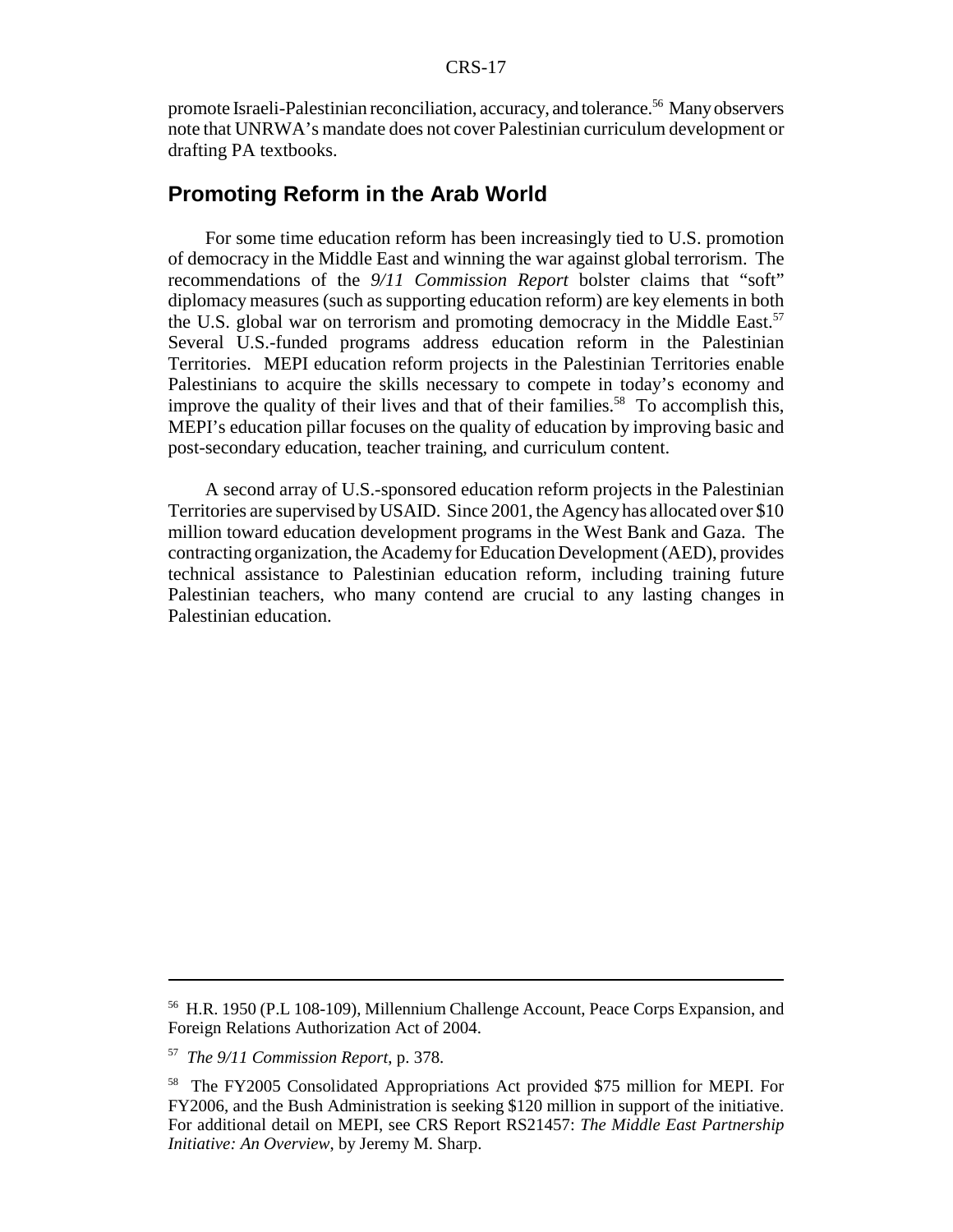promote Israeli-Palestinian reconciliation, accuracy, and tolerance.[56] Many observers note that UNRWA's mandate does not cover Palestinian curriculum development or drafting PA textbooks.

## Promoting Reform in the Arab World

For some time education reform has been increasingly tied to U.S. promotion of democracy in the Middle East and winning the war against global terrorism. The recommendations of the *9/11 Commission Report* bolster claims that "soft" diplomacy measures (such as supporting education reform) are key elements in both the U.S. global war on terrorism and promoting democracy in the Middle East.[57] Several U.S.-funded programs address education reform in the Palestinian Territories. MEPI education reform projects in the Palestinian Territories enable Palestinians to acquire the skills necessary to compete in today's economy and improve the quality of their lives and that of their families.[58] To accomplish this, MEPI's education pillar focuses on the quality of education by improving basic and post-secondary education, teacher training, and curriculum content.

A second array of U.S.-sponsored education reform projects in the Palestinian Territories are supervised by USAID. Since 2001, the Agency has allocated over $10 million toward education development programs in the West Bank and Gaza. The contracting organization, the Academy for Education Development (AED), provides technical assistance to Palestinian education reform, including training future Palestinian teachers, who many contend are crucial to any lasting changes in Palestinian education.

---

[56] H.R. 1950 (P.L 108-109), Millennium Challenge Account, Peace Corps Expansion, and Foreign Relations Authorization Act of 2004.

[57] *The 9/11 Commission Report*, p. 378.

[58] The FY2005 Consolidated Appropriations Act provided $75 million for MEPI. For FY2006, and the Bush Administration is seeking $120 million in support of the initiative. For additional detail on MEPI, see CRS Report RS21457: *The Middle East Partnership Initiative: An Overview*, by Jeremy M. Sharp.